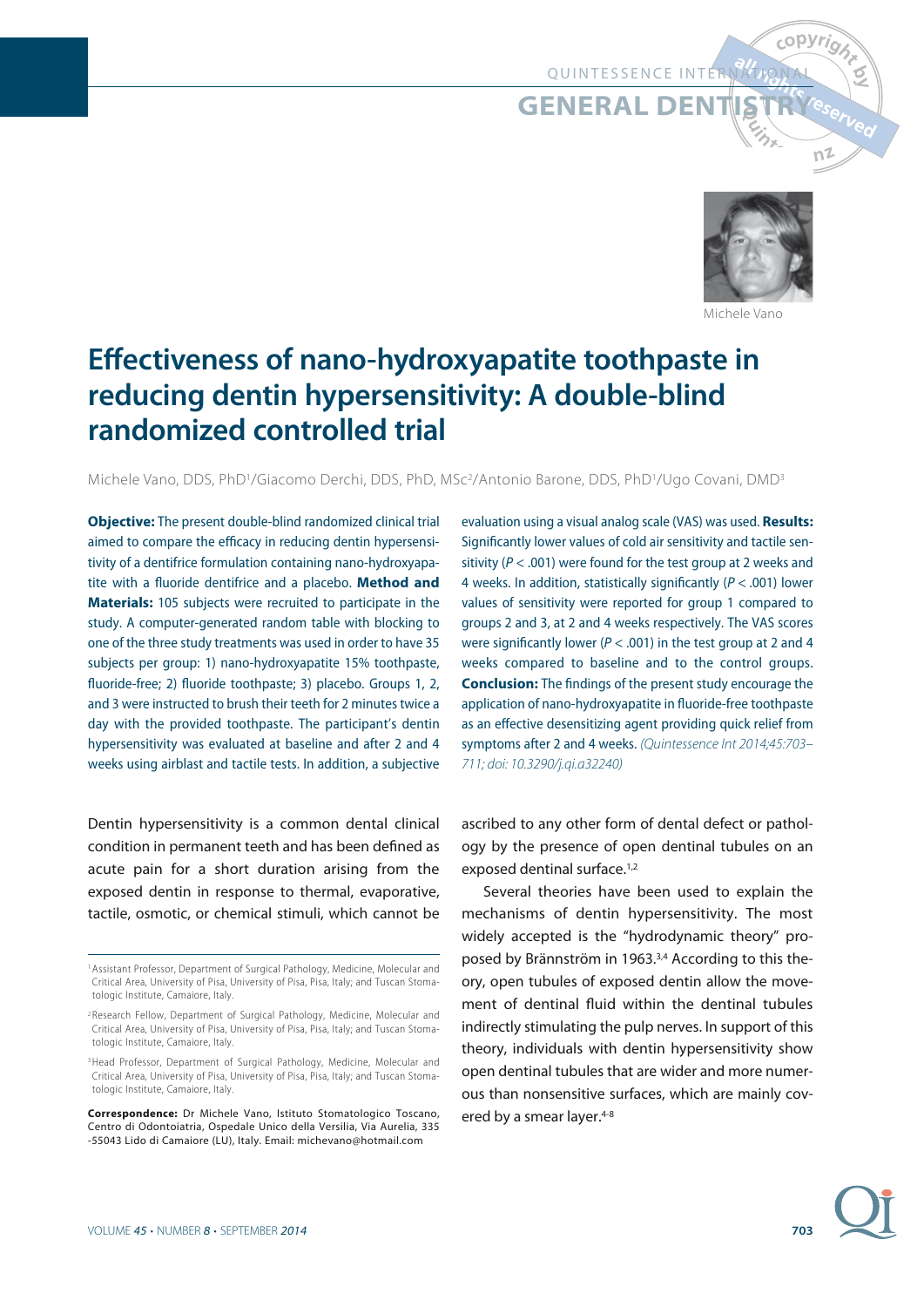# Effectiveness of nano-hydroxyapatite toothpaste in reducing dentin hypersensitivity: A double-blind randomized controlled trial

Michele Vano, DDS, PhD[1]/Giacomo Derchi, DDS, PhD, MSc[2]/Antonio Barone, DDS, PhD[1]/Ugo Covani, DMD[3]

**Objective:** The present double-blind randomized clinical trial aimed to compare the efficacy in reducing dentin hypersensitivity of a dentifrice formulation containing nano-hydroxyapatite with a fluoride dentifrice and a placebo. **Method and Materials:** 105 subjects were recruited to participate in the study. A computer-generated random table with blocking to one of the three study treatments was used in order to have 35 subjects per group: 1) nano-hydroxyapatite 15% toothpaste, fluoride-free; 2) fluoride toothpaste; 3) placebo. Groups 1, 2, and 3 were instructed to brush their teeth for 2 minutes twice a day with the provided toothpaste. The participant's dentin hypersensitivity was evaluated at baseline and after 2 and 4 weeks using airblast and tactile tests. In addition, a subjective evaluation using a visual analog scale (VAS) was used. **Results:** Significantly lower values of cold air sensitivity and tactile sensitivity ($P < .001$) were found for the test group at 2 weeks and 4 weeks. In addition, statistically significantly ($P < .001$) lower values of sensitivity were reported for group 1 compared to groups 2 and 3, at 2 and 4 weeks respectively. The VAS scores were significantly lower ($P < .001$) in the test group at 2 and 4 weeks compared to baseline and to the control groups. **Conclusion:** The findings of the present study encourage the application of nano-hydroxyapatite in fluoride-free toothpaste as an effective desensitizing agent providing quick relief from symptoms after 2 and 4 weeks. *(Quintessence Int 2014;45:703–711; doi: 10.3290/j.qi.a32240)*

Dentin hypersensitivity is a common dental clinical condition in permanent teeth and has been defined as acute pain for a short duration arising from the exposed dentin in response to thermal, evaporative, tactile, osmotic, or chemical stimuli, which cannot be ascribed to any other form of dental defect or pathology by the presence of open dentinal tubules on an exposed dentinal surface.[1,2]

Several theories have been used to explain the mechanisms of dentin hypersensitivity. The most widely accepted is the "hydrodynamic theory" proposed by Brännström in 1963.[3,4] According to this theory, open tubules of exposed dentin allow the movement of dentinal fluid within the dentinal tubules indirectly stimulating the pulp nerves. In support of this theory, individuals with dentin hypersensitivity show open dentinal tubules that are wider and more numerous than nonsensitive surfaces, which are mainly covered by a smear layer.[4-8]

---

[1] Assistant Professor, Department of Surgical Pathology, Medicine, Molecular and Critical Area, University of Pisa, University of Pisa, Pisa, Italy; and Tuscan Stomatologic Institute, Camaiore, Italy.

[2] Research Fellow, Department of Surgical Pathology, Medicine, Molecular and Critical Area, University of Pisa, University of Pisa, Pisa, Italy; and Tuscan Stomatologic Institute, Camaiore, Italy.

[3] Head Professor, Department of Surgical Pathology, Medicine, Molecular and Critical Area, University of Pisa, University of Pisa, Pisa, Italy; and Tuscan Stomatologic Institute, Camaiore, Italy.

**Correspondence:** Dr Michele Vano, Istituto Stomatologico Toscano, Centro di Odontoiatria, Ospedale Unico della Versilia, Via Aurelia, 335 -55043 Lido di Camaiore (LU), Italy. Email: michevano@hotmail.com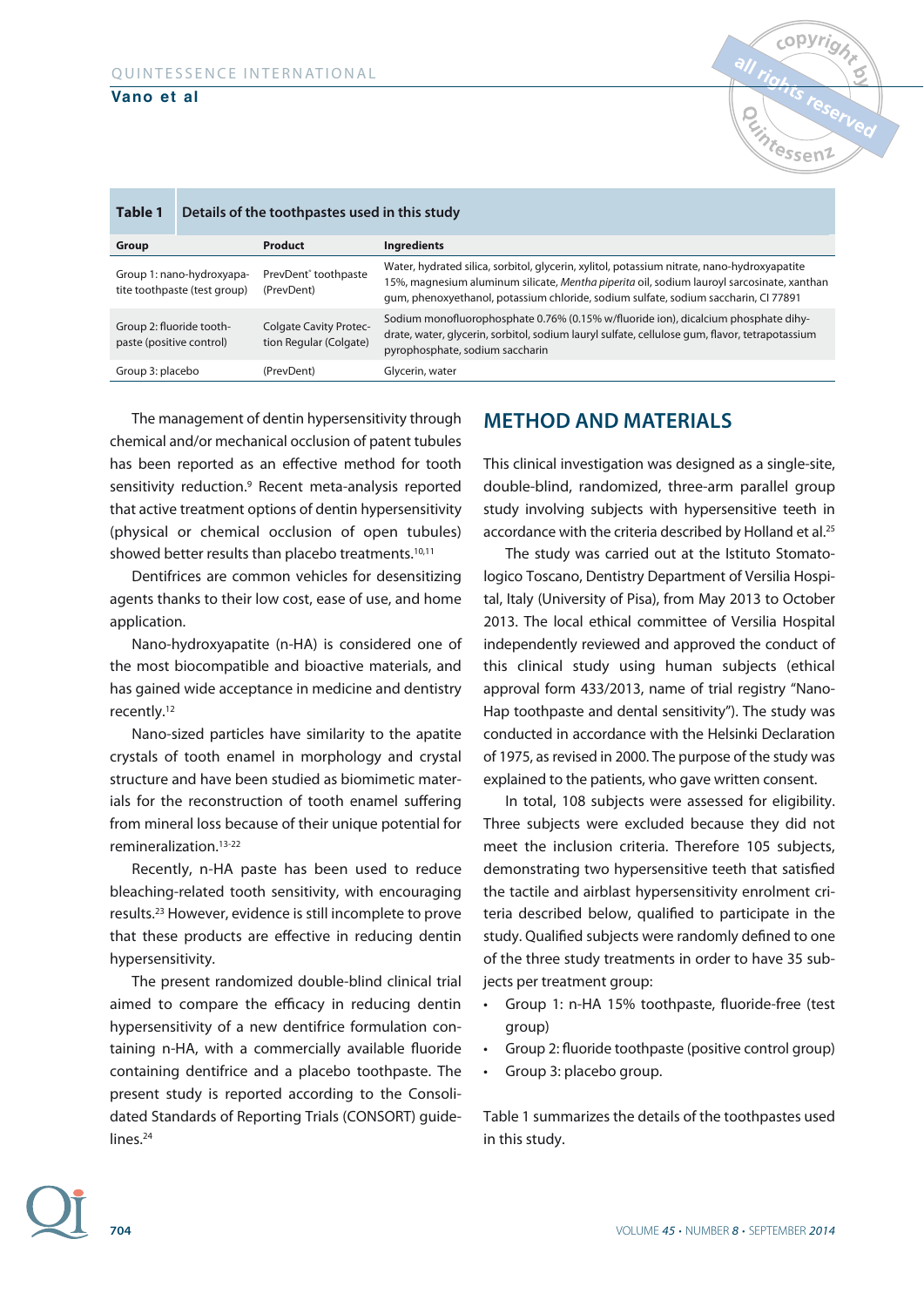**Table 1** Details of the toothpastes used in this study

| Group | Product | Ingredients |
|---|---|---|
| Group 1: nano-hydroxyapatite toothpaste (test group) | PrevDent® toothpaste (PrevDent) | Water, hydrated silica, sorbitol, glycerin, xylitol, potassium nitrate, nano-hydroxyapatite 15%, magnesium aluminum silicate, *Mentha piperita* oil, sodium lauroyl sarcosinate, xanthan gum, phenoxyethanol, potassium chloride, sodium sulfate, sodium saccharin, CI 77891 |
| Group 2: fluoride toothpaste (positive control) | Colgate Cavity Protection Regular (Colgate) | Sodium monofluorophosphate 0.76% (0.15% w/fluoride ion), dicalcium phosphate dihydrate, water, glycerin, sorbitol, sodium lauryl sulfate, cellulose gum, flavor, tetrapotassium pyrophosphate, sodium saccharin |
| Group 3: placebo | (PrevDent) | Glycerin, water |

The management of dentin hypersensitivity through chemical and/or mechanical occlusion of patent tubules has been reported as an effective method for tooth sensitivity reduction.[9] Recent meta-analysis reported that active treatment options of dentin hypersensitivity (physical or chemical occlusion of open tubules) showed better results than placebo treatments.[10,11]

Dentifrices are common vehicles for desensitizing agents thanks to their low cost, ease of use, and home application.

Nano-hydroxyapatite (n-HA) is considered one of the most biocompatible and bioactive materials, and has gained wide acceptance in medicine and dentistry recently.[12]

Nano-sized particles have similarity to the apatite crystals of tooth enamel in morphology and crystal structure and have been studied as biomimetic materials for the reconstruction of tooth enamel suffering from mineral loss because of their unique potential for remineralization.[13-22]

Recently, n-HA paste has been used to reduce bleaching-related tooth sensitivity, with encouraging results.[23] However, evidence is still incomplete to prove that these products are effective in reducing dentin hypersensitivity.

The present randomized double-blind clinical trial aimed to compare the efficacy in reducing dentin hypersensitivity of a new dentifrice formulation containing n-HA, with a commercially available fluoride containing dentifrice and a placebo toothpaste. The present study is reported according to the Consolidated Standards of Reporting Trials (CONSORT) guidelines.[24]

## METHOD AND MATERIALS

This clinical investigation was designed as a single-site, double-blind, randomized, three-arm parallel group study involving subjects with hypersensitive teeth in accordance with the criteria described by Holland et al.[25]

The study was carried out at the Istituto Stomatologico Toscano, Dentistry Department of Versilia Hospital, Italy (University of Pisa), from May 2013 to October 2013. The local ethical committee of Versilia Hospital independently reviewed and approved the conduct of this clinical study using human subjects (ethical approval form 433/2013, name of trial registry "Nano-Hap toothpaste and dental sensitivity"). The study was conducted in accordance with the Helsinki Declaration of 1975, as revised in 2000. The purpose of the study was explained to the patients, who gave written consent.

In total, 108 subjects were assessed for eligibility. Three subjects were excluded because they did not meet the inclusion criteria. Therefore 105 subjects, demonstrating two hypersensitive teeth that satisfied the tactile and airblast hypersensitivity enrolment criteria described below, qualified to participate in the study. Qualified subjects were randomly defined to one of the three study treatments in order to have 35 subjects per treatment group:

- Group 1: n-HA 15% toothpaste, fluoride-free (test group)
- Group 2: fluoride toothpaste (positive control group)
- Group 3: placebo group.

Table 1 summarizes the details of the toothpastes used in this study.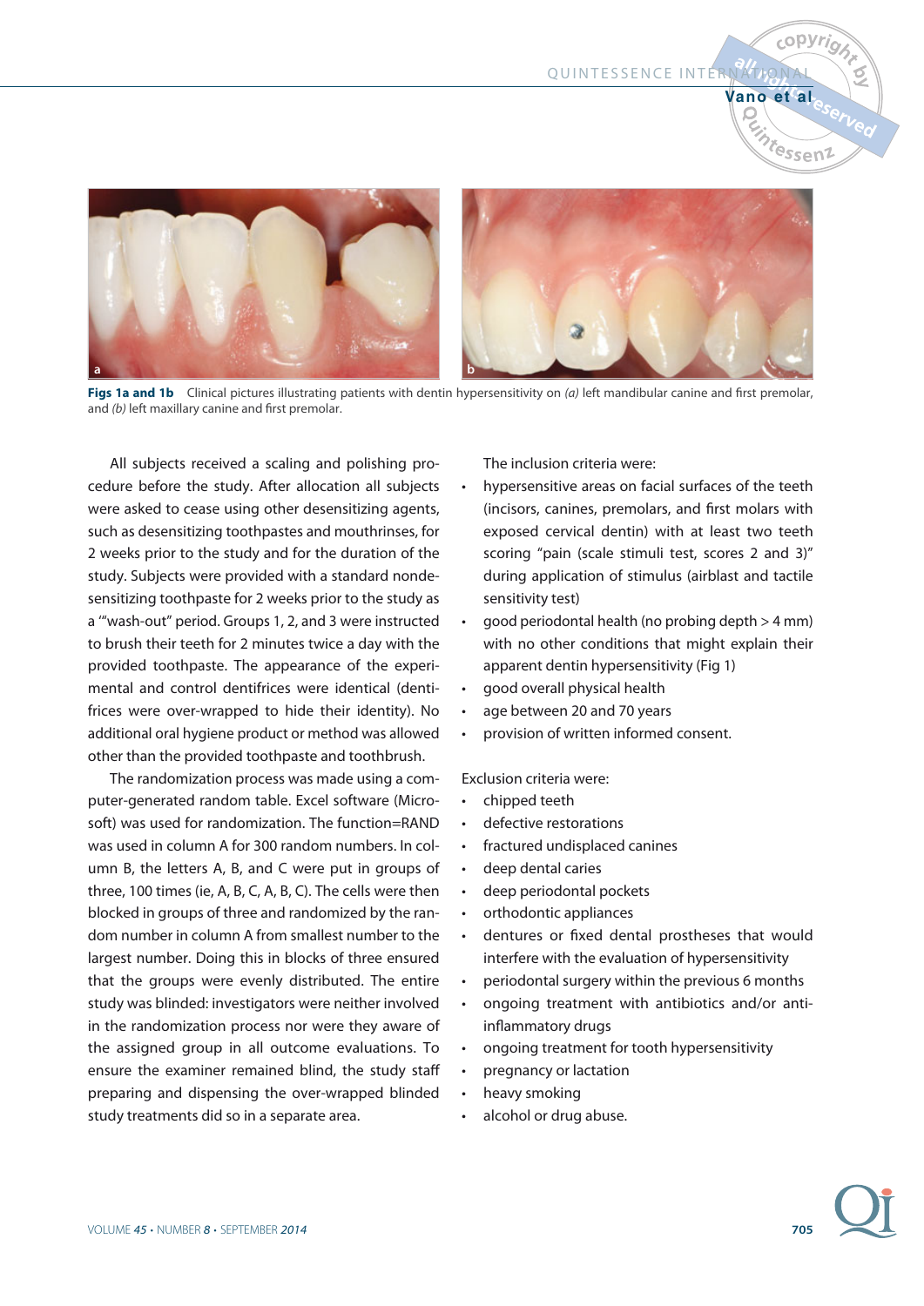**Figs 1a and 1b** Clinical pictures illustrating patients with dentin hypersensitivity on *(a)* left mandibular canine and first premolar, and *(b)* left maxillary canine and first premolar.

All subjects received a scaling and polishing procedure before the study. After allocation all subjects were asked to cease using other desensitizing agents, such as desensitizing toothpastes and mouthrinses, for 2 weeks prior to the study and for the duration of the study. Subjects were provided with a standard nondesensitizing toothpaste for 2 weeks prior to the study as a '"wash-out" period. Groups 1, 2, and 3 were instructed to brush their teeth for 2 minutes twice a day with the provided toothpaste. The appearance of the experimental and control dentifrices were identical (dentifrices were over-wrapped to hide their identity). No additional oral hygiene product or method was allowed other than the provided toothpaste and toothbrush.

The randomization process was made using a computer-generated random table. Excel software (Microsoft) was used for randomization. The function=RAND was used in column A for 300 random numbers. In column B, the letters A, B, and C were put in groups of three, 100 times (ie, A, B, C, A, B, C). The cells were then blocked in groups of three and randomized by the random number in column A from smallest number to the largest number. Doing this in blocks of three ensured that the groups were evenly distributed. The entire study was blinded: investigators were neither involved in the randomization process nor were they aware of the assigned group in all outcome evaluations. To ensure the examiner remained blind, the study staff preparing and dispensing the over-wrapped blinded study treatments did so in a separate area.

The inclusion criteria were:

- hypersensitive areas on facial surfaces of the teeth (incisors, canines, premolars, and first molars with exposed cervical dentin) with at least two teeth scoring "pain (scale stimuli test, scores 2 and 3)" during application of stimulus (airblast and tactile sensitivity test)
- good periodontal health (no probing depth > 4 mm) with no other conditions that might explain their apparent dentin hypersensitivity (Fig 1)
- good overall physical health
- age between 20 and 70 years
- provision of written informed consent.

Exclusion criteria were:

- chipped teeth
- defective restorations
- fractured undisplaced canines
- deep dental caries
- deep periodontal pockets
- orthodontic appliances
- dentures or fixed dental prostheses that would interfere with the evaluation of hypersensitivity
- periodontal surgery within the previous 6 months
- ongoing treatment with antibiotics and/or anti-inflammatory drugs
- ongoing treatment for tooth hypersensitivity
- pregnancy or lactation
- heavy smoking
- alcohol or drug abuse.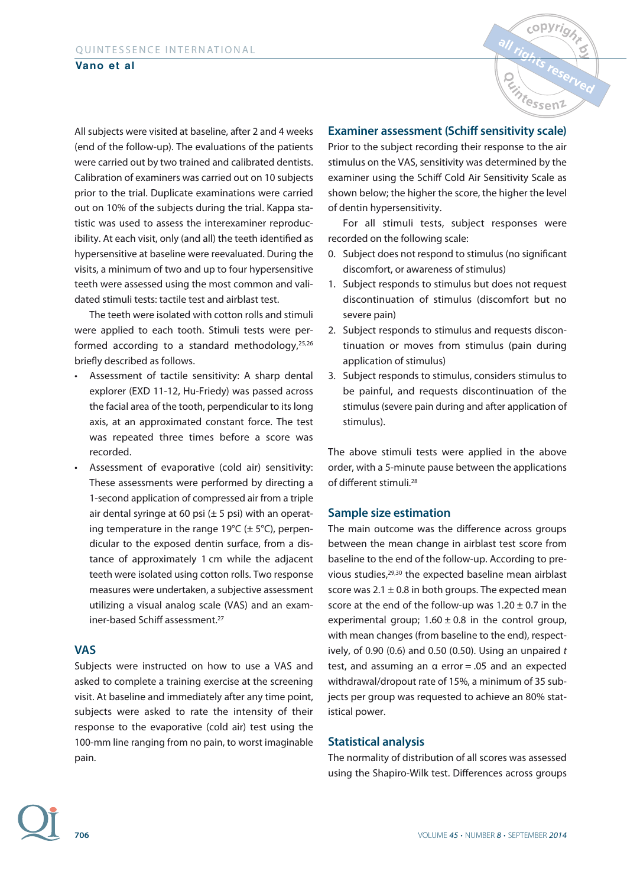All subjects were visited at baseline, after 2 and 4 weeks (end of the follow-up). The evaluations of the patients were carried out by two trained and calibrated dentists. Calibration of examiners was carried out on 10 subjects prior to the trial. Duplicate examinations were carried out on 10% of the subjects during the trial. Kappa statistic was used to assess the interexaminer reproducibility. At each visit, only (and all) the teeth identified as hypersensitive at baseline were reevaluated. During the visits, a minimum of two and up to four hypersensitive teeth were assessed using the most common and validated stimuli tests: tactile test and airblast test.

The teeth were isolated with cotton rolls and stimuli were applied to each tooth. Stimuli tests were performed according to a standard methodology,[25,26] briefly described as follows.

- Assessment of tactile sensitivity: A sharp dental explorer (EXD 11-12, Hu-Friedy) was passed across the facial area of the tooth, perpendicular to its long axis, at an approximated constant force. The test was repeated three times before a score was recorded.
- Assessment of evaporative (cold air) sensitivity: These assessments were performed by directing a 1-second application of compressed air from a triple air dental syringe at 60 psi (± 5 psi) with an operating temperature in the range 19°C (± 5°C), perpendicular to the exposed dentin surface, from a distance of approximately 1 cm while the adjacent teeth were isolated using cotton rolls. Two response measures were undertaken, a subjective assessment utilizing a visual analog scale (VAS) and an examiner-based Schiff assessment.[27]

## VAS

Subjects were instructed on how to use a VAS and asked to complete a training exercise at the screening visit. At baseline and immediately after any time point, subjects were asked to rate the intensity of their response to the evaporative (cold air) test using the 100-mm line ranging from no pain, to worst imaginable pain.

## Examiner assessment (Schiff sensitivity scale)

Prior to the subject recording their response to the air stimulus on the VAS, sensitivity was determined by the examiner using the Schiff Cold Air Sensitivity Scale as shown below; the higher the score, the higher the level of dentin hypersensitivity.

For all stimuli tests, subject responses were recorded on the following scale:

0. Subject does not respond to stimulus (no significant discomfort, or awareness of stimulus)
1. Subject responds to stimulus but does not request discontinuation of stimulus (discomfort but no severe pain)
2. Subject responds to stimulus and requests discontinuation or moves from stimulus (pain during application of stimulus)
3. Subject responds to stimulus, considers stimulus to be painful, and requests discontinuation of the stimulus (severe pain during and after application of stimulus).

The above stimuli tests were applied in the above order, with a 5-minute pause between the applications of different stimuli.[28]

## Sample size estimation

The main outcome was the difference across groups between the mean change in airblast test score from baseline to the end of the follow-up. According to previous studies,[29,30] the expected baseline mean airblast score was 2.1 ± 0.8 in both groups. The expected mean score at the end of the follow-up was 1.20 ± 0.7 in the experimental group; 1.60 ± 0.8 in the control group, with mean changes (from baseline to the end), respectively, of 0.90 (0.6) and 0.50 (0.50). Using an unpaired *t* test, and assuming an $\alpha$ error = .05 and an expected withdrawal/dropout rate of 15%, a minimum of 35 subjects per group was requested to achieve an 80% statistical power.

## Statistical analysis

The normality of distribution of all scores was assessed using the Shapiro-Wilk test. Differences across groups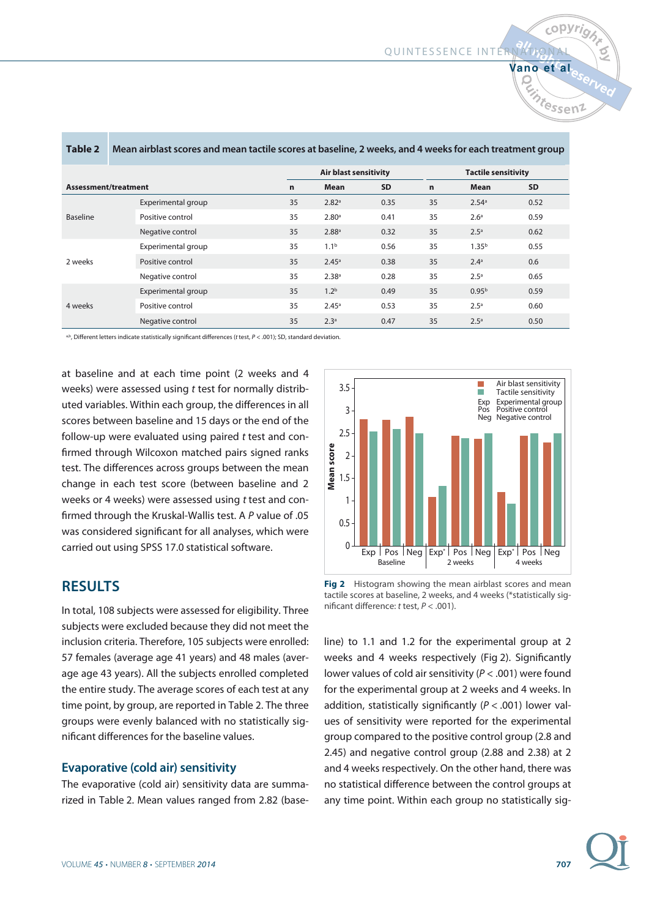**Table 2** Mean airblast scores and mean tactile scores at baseline, 2 weeks, and 4 weeks for each treatment group

| Assessment/treatment | | Air blast sensitivity | | | Tactile sensitivity | | |
|---|---|---|---|---|---|---|---|
| | | n | Mean | SD | n | Mean | SD |
| Baseline | Experimental group | 35 | 2.82[a] | 0.35 | 35 | 2.54[a] | 0.52 |
| | Positive control | 35 | 2.80[a] | 0.41 | 35 | 2.6[a] | 0.59 |
| | Negative control | 35 | 2.88[a] | 0.32 | 35 | 2.5[a] | 0.62 |
| 2 weeks | Experimental group | 35 | 1.1[b] | 0.56 | 35 | 1.35[b] | 0.55 |
| | Positive control | 35 | 2.45[a] | 0.38 | 35 | 2.4[a] | 0.6 |
| | Negative control | 35 | 2.38[a] | 0.28 | 35 | 2.5[a] | 0.65 |
| 4 weeks | Experimental group | 35 | 1.2[b] | 0.49 | 35 | 0.95[b] | 0.59 |
| | Positive control | 35 | 2.45[a] | 0.53 | 35 | 2.5[a] | 0.60 |
| | Negative control | 35 | 2.3[a] | 0.47 | 35 | 2.5[a] | 0.50 |

[a,b], Different letters indicate statistically significant differences (*t* test, $P < .001$); SD, standard deviation.

at baseline and at each time point (2 weeks and 4 weeks) were assessed using *t* test for normally distributed variables. Within each group, the differences in all scores between baseline and 15 days or the end of the follow-up were evaluated using paired *t* test and confirmed through Wilcoxon matched pairs signed ranks test. The differences across groups between the mean change in each test score (between baseline and 2 weeks or 4 weeks) were assessed using *t* test and confirmed through the Kruskal-Wallis test. A *P* value of .05 was considered significant for all analyses, which were carried out using SPSS 17.0 statistical software.

## RESULTS

In total, 108 subjects were assessed for eligibility. Three subjects were excluded because they did not meet the inclusion criteria. Therefore, 105 subjects were enrolled: 57 females (average age 41 years) and 48 males (average age 43 years). All the subjects enrolled completed the entire study. The average scores of each test at any time point, by group, are reported in Table 2. The three groups were evenly balanced with no statistically significant differences for the baseline values.

### Evaporative (cold air) sensitivity

The evaporative (cold air) sensitivity data are summarized in Table 2. Mean values ranged from 2.82 (baseline) to 1.1 and 1.2 for the experimental group at 2 weeks and 4 weeks respectively (Fig 2). Significantly lower values of cold air sensitivity ($P < .001$) were found for the experimental group at 2 weeks and 4 weeks. In addition, statistically significantly ($P < .001$) lower values of sensitivity were reported for the experimental group compared to the positive control group (2.8 and 2.45) and negative control group (2.88 and 2.38) at 2 and 4 weeks respectively. On the other hand, there was no statistical difference between the control groups at any time point. Within each group no statistically sig-

**Fig 2** Histogram showing the mean airblast scores and mean tactile scores at baseline, 2 weeks, and 4 weeks (*statistically significant difference: *t* test, $P < .001$).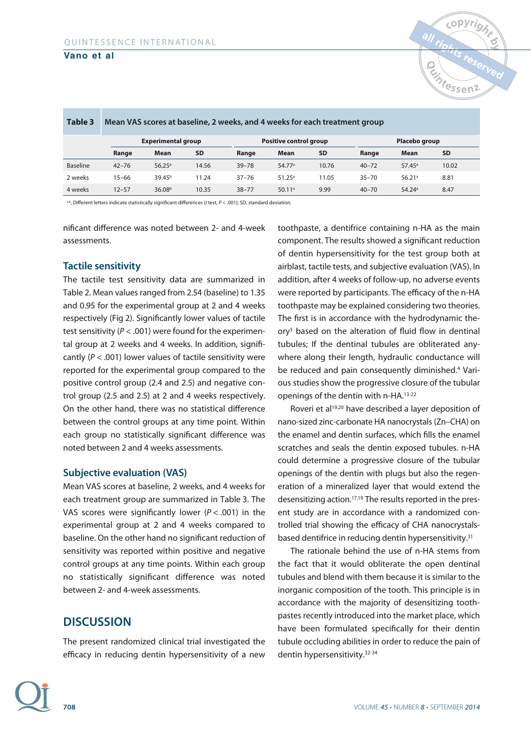**Table 3** Mean VAS scores at baseline, 2 weeks, and 4 weeks for each treatment group

| | Experimental group | | | Positive control group | | | Placebo group | | |
|---|---|---|---|---|---|---|---|---|---|
| | Range | Mean | SD | Range | Mean | SD | Range | Mean | SD |
| Baseline | 42–76 | 56.25[a] | 14.56 | 39–78 | 54.77[a] | 10.76 | 40–72 | 57.45[a] | 10.02 |
| 2 weeks | 15–66 | 39.45[b] | 11.24 | 37–76 | 51.25[a] | 11.05 | 35–70 | 56.21[a] | 8.81 |
| 4 weeks | 12–57 | 36.08[b] | 10.35 | 38–77 | 50.11[a] | 9.99 | 40–70 | 54.24[a] | 8.47 |

[a,b], Different letters indicate statistically significant differences (*t* test, $P < .001$); SD, standard deviation.

nificant difference was noted between 2- and 4-week assessments.

## Tactile sensitivity

The tactile test sensitivity data are summarized in Table 2. Mean values ranged from 2.54 (baseline) to 1.35 and 0.95 for the experimental group at 2 and 4 weeks respectively (Fig 2). Significantly lower values of tactile test sensitivity ($P < .001$) were found for the experimental group at 2 weeks and 4 weeks. In addition, significantly ($P < .001$) lower values of tactile sensitivity were reported for the experimental group compared to the positive control group (2.4 and 2.5) and negative control group (2.5 and 2.5) at 2 and 4 weeks respectively. On the other hand, there was no statistical difference between the control groups at any time point. Within each group no statistically significant difference was noted between 2 and 4 weeks assessments.

## Subjective evaluation (VAS)

Mean VAS scores at baseline, 2 weeks, and 4 weeks for each treatment group are summarized in Table 3. The VAS scores were significantly lower ($P < .001$) in the experimental group at 2 and 4 weeks compared to baseline. On the other hand no significant reduction of sensitivity was reported within positive and negative control groups at any time points. Within each group no statistically significant difference was noted between 2- and 4-week assessments.

# DISCUSSION

The present randomized clinical trial investigated the efficacy in reducing dentin hypersensitivity of a new toothpaste, a dentifrice containing n-HA as the main component. The results showed a significant reduction of dentin hypersensitivity for the test group both at airblast, tactile tests, and subjective evaluation (VAS). In addition, after 4 weeks of follow-up, no adverse events were reported by participants. The efficacy of the n-HA toothpaste may be explained considering two theories. The first is in accordance with the hydrodynamic theory[3] based on the alteration of fluid flow in dentinal tubules; If the dentinal tubules are obliterated anywhere along their length, hydraulic conductance will be reduced and pain consequently diminished.[4] Various studies show the progressive closure of the tubular openings of the dentin with n-HA.[13-22]

Roveri et al[19,20] have described a layer deposition of nano-sized zinc-carbonate HA nanocrystals (Zn–CHA) on the enamel and dentin surfaces, which fills the enamel scratches and seals the dentin exposed tubules. n-HA could determine a progressive closure of the tubular openings of the dentin with plugs but also the regeneration of a mineralized layer that would extend the desensitizing action.[17,19] The results reported in the present study are in accordance with a randomized controlled trial showing the efficacy of CHA nanocrystals-based dentifrice in reducing dentin hypersensitivity.[31]

The rationale behind the use of n-HA stems from the fact that it would obliterate the open dentinal tubules and blend with them because it is similar to the inorganic composition of the tooth. This principle is in accordance with the majority of desensitizing toothpastes recently introduced into the market place, which have been formulated specifically for their dentin tubule occluding abilities in order to reduce the pain of dentin hypersensitivity.[32-34]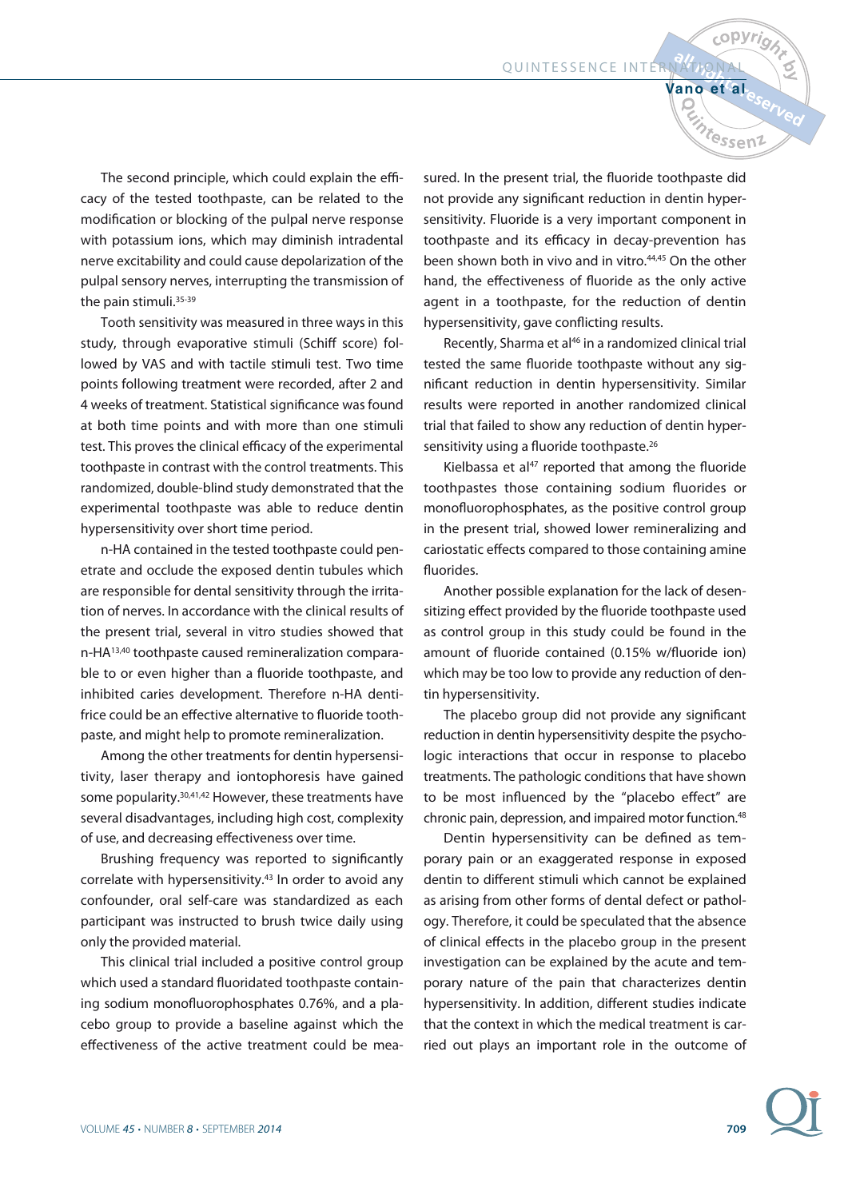The second principle, which could explain the efficacy of the tested toothpaste, can be related to the modification or blocking of the pulpal nerve response with potassium ions, which may diminish intradental nerve excitability and could cause depolarization of the pulpal sensory nerves, interrupting the transmission of the pain stimuli.[35-39]

Tooth sensitivity was measured in three ways in this study, through evaporative stimuli (Schiff score) followed by VAS and with tactile stimuli test. Two time points following treatment were recorded, after 2 and 4 weeks of treatment. Statistical significance was found at both time points and with more than one stimuli test. This proves the clinical efficacy of the experimental toothpaste in contrast with the control treatments. This randomized, double-blind study demonstrated that the experimental toothpaste was able to reduce dentin hypersensitivity over short time period.

n-HA contained in the tested toothpaste could penetrate and occlude the exposed dentin tubules which are responsible for dental sensitivity through the irritation of nerves. In accordance with the clinical results of the present trial, several in vitro studies showed that n-HA[13,40] toothpaste caused remineralization comparable to or even higher than a fluoride toothpaste, and inhibited caries development. Therefore n-HA dentifrice could be an effective alternative to fluoride toothpaste, and might help to promote remineralization.

Among the other treatments for dentin hypersensitivity, laser therapy and iontophoresis have gained some popularity.[30,41,42] However, these treatments have several disadvantages, including high cost, complexity of use, and decreasing effectiveness over time.

Brushing frequency was reported to significantly correlate with hypersensitivity.[43] In order to avoid any confounder, oral self-care was standardized as each participant was instructed to brush twice daily using only the provided material.

This clinical trial included a positive control group which used a standard fluoridated toothpaste containing sodium monofluorophosphates 0.76%, and a placebo group to provide a baseline against which the effectiveness of the active treatment could be measured. In the present trial, the fluoride toothpaste did not provide any significant reduction in dentin hypersensitivity. Fluoride is a very important component in toothpaste and its efficacy in decay-prevention has been shown both in vivo and in vitro.[44,45] On the other hand, the effectiveness of fluoride as the only active agent in a toothpaste, for the reduction of dentin hypersensitivity, gave conflicting results.

Recently, Sharma et al[46] in a randomized clinical trial tested the same fluoride toothpaste without any significant reduction in dentin hypersensitivity. Similar results were reported in another randomized clinical trial that failed to show any reduction of dentin hypersensitivity using a fluoride toothpaste.[26]

Kielbassa et al[47] reported that among the fluoride toothpastes those containing sodium fluorides or monofluorophosphates, as the positive control group in the present trial, showed lower remineralizing and cariostatic effects compared to those containing amine fluorides.

Another possible explanation for the lack of desensitizing effect provided by the fluoride toothpaste used as control group in this study could be found in the amount of fluoride contained (0.15% w/fluoride ion) which may be too low to provide any reduction of dentin hypersensitivity.

The placebo group did not provide any significant reduction in dentin hypersensitivity despite the psychologic interactions that occur in response to placebo treatments. The pathologic conditions that have shown to be most influenced by the "placebo effect" are chronic pain, depression, and impaired motor function.[48]

Dentin hypersensitivity can be defined as temporary pain or an exaggerated response in exposed dentin to different stimuli which cannot be explained as arising from other forms of dental defect or pathology. Therefore, it could be speculated that the absence of clinical effects in the placebo group in the present investigation can be explained by the acute and temporary nature of the pain that characterizes dentin hypersensitivity. In addition, different studies indicate that the context in which the medical treatment is carried out plays an important role in the outcome of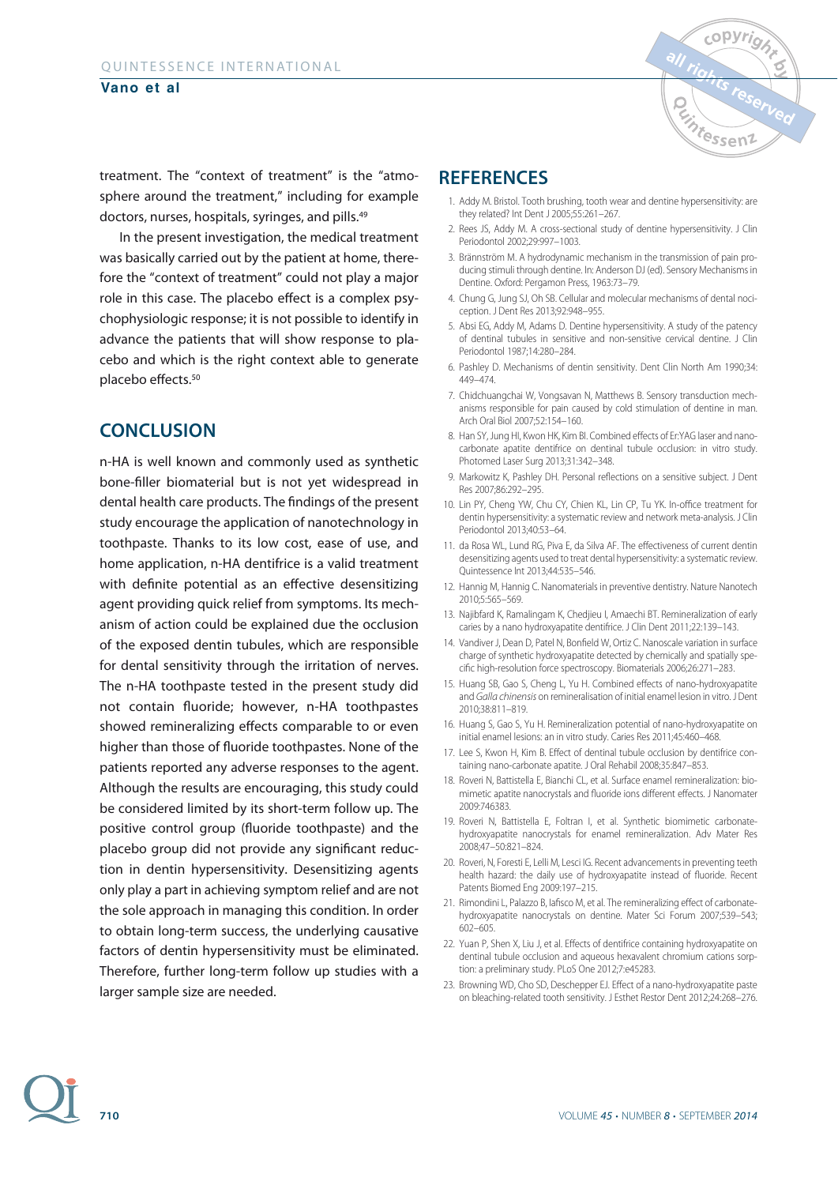treatment. The "context of treatment" is the "atmosphere around the treatment," including for example doctors, nurses, hospitals, syringes, and pills.[49]

In the present investigation, the medical treatment was basically carried out by the patient at home, therefore the "context of treatment" could not play a major role in this case. The placebo effect is a complex psychophysiologic response; it is not possible to identify in advance the patients that will show response to placebo and which is the right context able to generate placebo effects.[50]

## CONCLUSION

n-HA is well known and commonly used as synthetic bone-filler biomaterial but is not yet widespread in dental health care products. The findings of the present study encourage the application of nanotechnology in toothpaste. Thanks to its low cost, ease of use, and home application, n-HA dentifrice is a valid treatment with definite potential as an effective desensitizing agent providing quick relief from symptoms. Its mechanism of action could be explained due the occlusion of the exposed dentin tubules, which are responsible for dental sensitivity through the irritation of nerves. The n-HA toothpaste tested in the present study did not contain fluoride; however, n-HA toothpastes showed remineralizing effects comparable to or even higher than those of fluoride toothpastes. None of the patients reported any adverse responses to the agent. Although the results are encouraging, this study could be considered limited by its short-term follow up. The positive control group (fluoride toothpaste) and the placebo group did not provide any significant reduction in dentin hypersensitivity. Desensitizing agents only play a part in achieving symptom relief and are not the sole approach in managing this condition. In order to obtain long-term success, the underlying causative factors of dentin hypersensitivity must be eliminated. Therefore, further long-term follow up studies with a larger sample size are needed.

## REFERENCES

1. Addy M. Bristol. Tooth brushing, tooth wear and dentine hypersensitivity: are they related? Int Dent J 2005;55:261–267.
2. Rees JS, Addy M. A cross-sectional study of dentine hypersensitivity. J Clin Periodontol 2002;29:997–1003.
3. Brännström M. A hydrodynamic mechanism in the transmission of pain producing stimuli through dentine. In: Anderson DJ (ed). Sensory Mechanisms in Dentine. Oxford: Pergamon Press, 1963:73–79.
4. Chung G, Jung SJ, Oh SB. Cellular and molecular mechanisms of dental nociception. J Dent Res 2013;92:948–955.
5. Absi EG, Addy M, Adams D. Dentine hypersensitivity. A study of the patency of dentinal tubules in sensitive and non-sensitive cervical dentine. J Clin Periodontol 1987;14:280–284.
6. Pashley D. Mechanisms of dentin sensitivity. Dent Clin North Am 1990;34: 449–474.
7. Chidchuangchai W, Vongsavan N, Matthews B. Sensory transduction mechanisms responsible for pain caused by cold stimulation of dentine in man. Arch Oral Biol 2007;52:154–160.
8. Han SY, Jung HI, Kwon HK, Kim BI. Combined effects of Er:YAG laser and nanocarbonate apatite dentifrice on dentinal tubule occlusion: in vitro study. Photomed Laser Surg 2013;31:342–348.
9. Markowitz K, Pashley DH. Personal reflections on a sensitive subject. J Dent Res 2007;86:292–295.
10. Lin PY, Cheng YW, Chu CY, Chien KL, Lin CP, Tu YK. In-office treatment for dentin hypersensitivity: a systematic review and network meta-analysis. J Clin Periodontol 2013;40:53–64.
11. da Rosa WL, Lund RG, Piva E, da Silva AF. The effectiveness of current dentin desensitizing agents used to treat dental hypersensitivity: a systematic review. Quintessence Int 2013;44:535–546.
12. Hannig M, Hannig C. Nanomaterials in preventive dentistry. Nature Nanotech 2010;5:565–569.
13. Najibfard K, Ramalingam K, Chedjieu I, Amaechi BT. Remineralization of early caries by a nano hydroxyapatite dentifrice. J Clin Dent 2011;22:139–143.
14. Vandiver J, Dean D, Patel N, Bonfield W, Ortiz C. Nanoscale variation in surface charge of synthetic hydroxyapatite detected by chemically and spatially specific high-resolution force spectroscopy. Biomaterials 2006;26:271–283.
15. Huang SB, Gao S, Cheng L, Yu H. Combined effects of nano-hydroxyapatite and *Galla chinensis* on remineralisation of initial enamel lesion in vitro. J Dent 2010;38:811–819.
16. Huang S, Gao S, Yu H. Remineralization potential of nano-hydroxyapatite on initial enamel lesions: an in vitro study. Caries Res 2011;45:460–468.
17. Lee S, Kwon H, Kim B. Effect of dentinal tubule occlusion by dentifrice containing nano-carbonate apatite. J Oral Rehabil 2008;35:847–853.
18. Roveri N, Battistella E, Bianchi CL, et al. Surface enamel remineralization: biomimetic apatite nanocrystals and fluoride ions different effects. J Nanomater 2009:746383.
19. Roveri N, Battistella E, Foltran I, et al. Synthetic biomimetic carbonate-hydroxyapatite nanocrystals for enamel remineralization. Adv Mater Res 2008;47–50:821–824.
20. Roveri, N, Foresti E, Lelli M, Lesci IG. Recent advancements in preventing teeth health hazard: the daily use of hydroxyapatite instead of fluoride. Recent Patents Biomed Eng 2009:197–215.
21. Rimondini L, Palazzo B, Iafisco M, et al. The remineralizing effect of carbonate-hydroxyapatite nanocrystals on dentine. Mater Sci Forum 2007;539–543; 602–605.
22. Yuan P, Shen X, Liu J, et al. Effects of dentifrice containing hydroxyapatite on dentinal tubule occlusion and aqueous hexavalent chromium cations sorption: a preliminary study. PLoS One 2012;7:e45283.
23. Browning WD, Cho SD, Deschepper EJ. Effect of a nano-hydroxyapatite paste on bleaching-related tooth sensitivity. J Esthet Restor Dent 2012;24:268–276.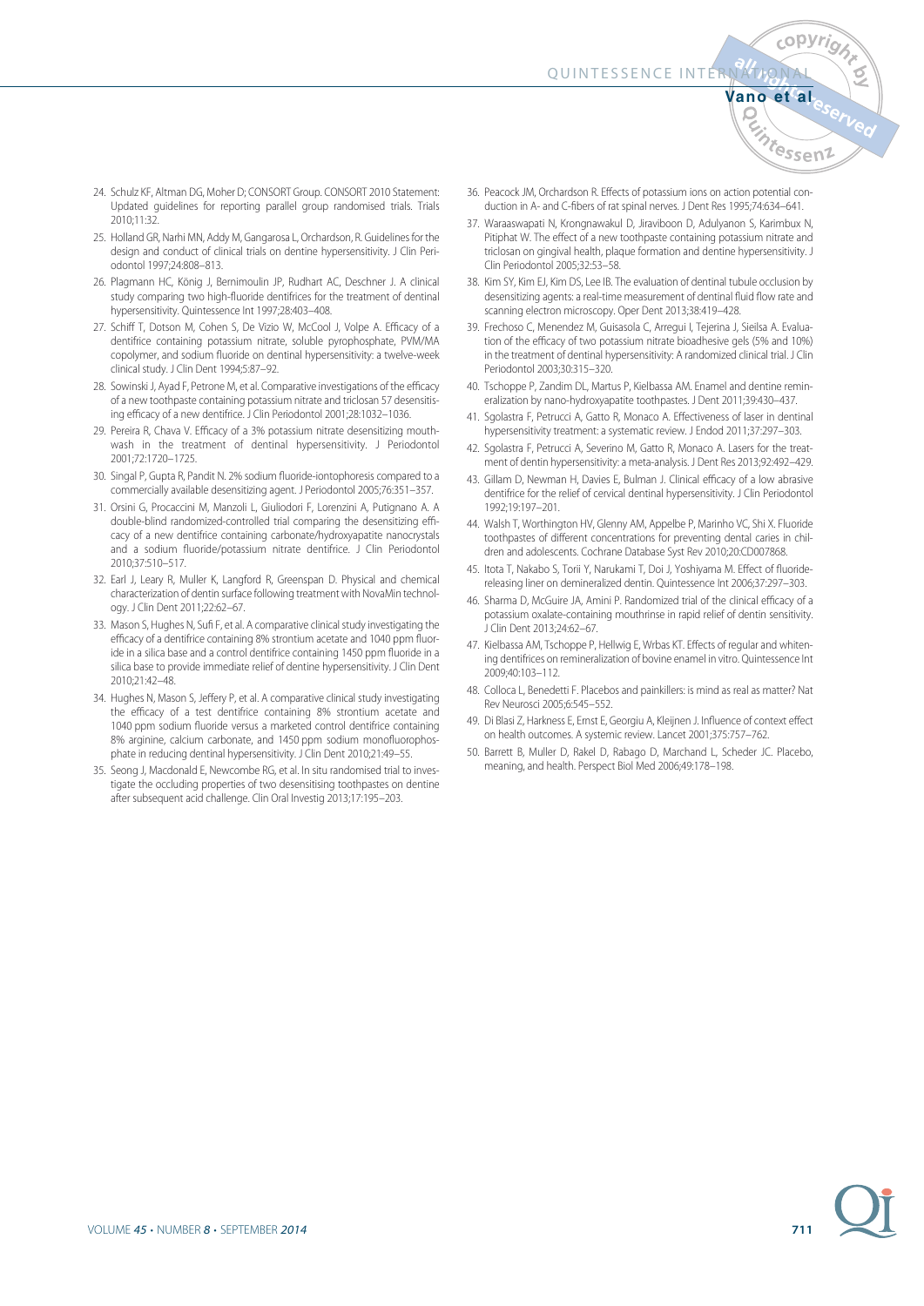24. Schulz KF, Altman DG, Moher D; CONSORT Group. CONSORT 2010 Statement: Updated guidelines for reporting parallel group randomised trials. Trials 2010;11:32.
25. Holland GR, Narhi MN, Addy M, Gangarosa L, Orchardson, R. Guidelines for the design and conduct of clinical trials on dentine hypersensitivity. J Clin Periodontol 1997;24:808–813.
26. Plagmann HC, König J, Bernimoulin JP, Rudhart AC, Deschner J. A clinical study comparing two high-fluoride dentifrices for the treatment of dentinal hypersensitivity. Quintessence Int 1997;28:403–408.
27. Schiff T, Dotson M, Cohen S, De Vizio W, McCool J, Volpe A. Efficacy of a dentifrice containing potassium nitrate, soluble pyrophosphate, PVM/MA copolymer, and sodium fluoride on dentinal hypersensitivity: a twelve-week clinical study. J Clin Dent 1994;5:87–92.
28. Sowinski J, Ayad F, Petrone M, et al. Comparative investigations of the efficacy of a new toothpaste containing potassium nitrate and triclosan 57 desensitising efficacy of a new dentifrice. J Clin Periodontol 2001;28:1032–1036.
29. Pereira R, Chava V. Efficacy of a 3% potassium nitrate desensitizing mouthwash in the treatment of dentinal hypersensitivity. J Periodontol 2001;72:1720–1725.
30. Singal P, Gupta R, Pandit N. 2% sodium fluoride-iontophoresis compared to a commercially available desensitizing agent. J Periodontol 2005;76:351–357.
31. Orsini G, Procaccini M, Manzoli L, Giuliodori F, Lorenzini A, Putignano A. A double-blind randomized-controlled trial comparing the desensitizing efficacy of a new dentifrice containing carbonate/hydroxyapatite nanocrystals and a sodium fluoride/potassium nitrate dentifrice. J Clin Periodontol 2010;37:510–517.
32. Earl J, Leary R, Muller K, Langford R, Greenspan D. Physical and chemical characterization of dentin surface following treatment with NovaMin technology. J Clin Dent 2011;22:62–67.
33. Mason S, Hughes N, Sufi F, et al. A comparative clinical study investigating the efficacy of a dentifrice containing 8% strontium acetate and 1040 ppm fluoride in a silica base and a control dentifrice containing 1450 ppm fluoride in a silica base to provide immediate relief of dentine hypersensitivity. J Clin Dent 2010;21:42–48.
34. Hughes N, Mason S, Jeffery P, et al. A comparative clinical study investigating the efficacy of a test dentifrice containing 8% strontium acetate and 1040 ppm sodium fluoride versus a marketed control dentifrice containing 8% arginine, calcium carbonate, and 1450 ppm sodium monofluorophosphate in reducing dentinal hypersensitivity. J Clin Dent 2010;21:49–55.
35. Seong J, Macdonald E, Newcombe RG, et al. In situ randomised trial to investigate the occluding properties of two desensitising toothpastes on dentine after subsequent acid challenge. Clin Oral Investig 2013;17:195–203.
36. Peacock JM, Orchardson R. Effects of potassium ions on action potential conduction in A- and C-fibers of rat spinal nerves. J Dent Res 1995;74:634–641.
37. Waraaswapati N, Krongnawakul D, Jiraviboon D, Adulyanon S, Karimbux N, Pitiphat W. The effect of a new toothpaste containing potassium nitrate and triclosan on gingival health, plaque formation and dentine hypersensitivity. J Clin Periodontol 2005;32:53–58.
38. Kim SY, Kim EJ, Kim DS, Lee IB. The evaluation of dentinal tubule occlusion by desensitizing agents: a real-time measurement of dentinal fluid flow rate and scanning electron microscopy. Oper Dent 2013;38:419–428.
39. Frechoso C, Menendez M, Guisasola C, Arregui I, Tejerina J, Sieilsa A. Evaluation of the efficacy of two potassium nitrate bioadhesive gels (5% and 10%) in the treatment of dentinal hypersensitivity: A randomized clinical trial. J Clin Periodontol 2003;30:315–320.
40. Tschoppe P, Zandim DL, Martus P, Kielbassa AM. Enamel and dentine remineralization by nano-hydroxyapatite toothpastes. J Dent 2011;39:430–437.
41. Sgolastra F, Petrucci A, Gatto R, Monaco A. Effectiveness of laser in dentinal hypersensitivity treatment: a systematic review. J Endod 2011;37:297–303.
42. Sgolastra F, Petrucci A, Severino M, Gatto R, Monaco A. Lasers for the treatment of dentin hypersensitivity: a meta-analysis. J Dent Res 2013;92:492–429.
43. Gillam D, Newman H, Davies E, Bulman J. Clinical efficacy of a low abrasive dentifrice for the relief of cervical dentinal hypersensitivity. J Clin Periodontol 1992;19:197–201.
44. Walsh T, Worthington HV, Glenny AM, Appelbe P, Marinho VC, Shi X. Fluoride toothpastes of different concentrations for preventing dental caries in children and adolescents. Cochrane Database Syst Rev 2010;20:CD007868.
45. Itota T, Nakabo S, Torii Y, Narukami T, Doi J, Yoshiyama M. Effect of fluoride-releasing liner on demineralized dentin. Quintessence Int 2006;37:297–303.
46. Sharma D, McGuire JA, Amini P. Randomized trial of the clinical efficacy of a potassium oxalate-containing mouthrinse in rapid relief of dentin sensitivity. J Clin Dent 2013;24:62–67.
47. Kielbassa AM, Tschoppe P, Hellwig E, Wrbas KT. Effects of regular and whitening dentifrices on remineralization of bovine enamel in vitro. Quintessence Int 2009;40:103–112.
48. Colloca L, Benedetti F. Placebos and painkillers: is mind as real as matter? Nat Rev Neurosci 2005;6:545–552.
49. Di Blasi Z, Harkness E, Ernst E, Georgiu A, Kleijnen J. Influence of context effect on health outcomes. A systemic review. Lancet 2001;375:757–762.
50. Barrett B, Muller D, Rakel D, Rabago D, Marchand L, Scheder JC. Placebo, meaning, and health. Perspect Biol Med 2006;49:178–198.